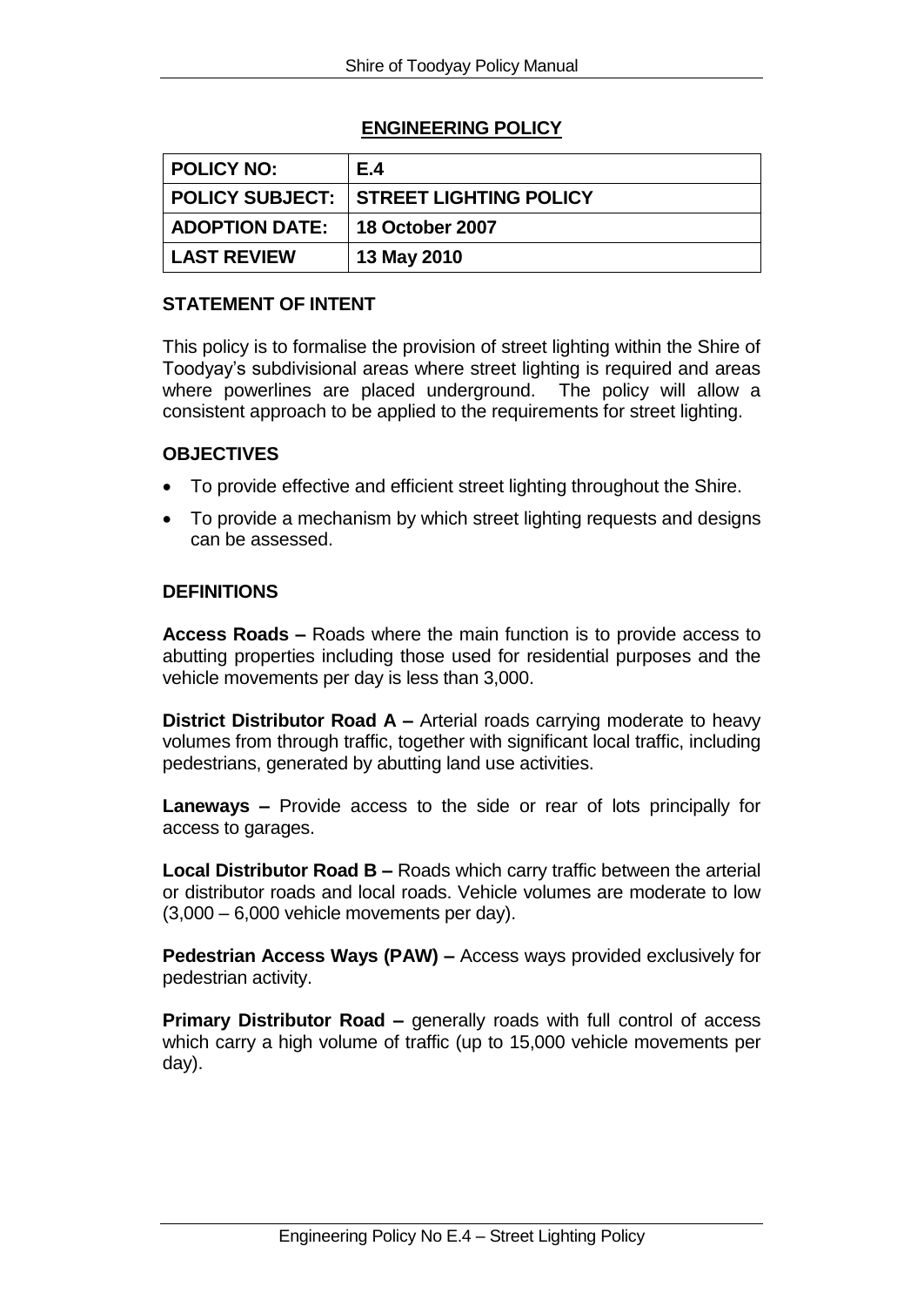## ENGINEERING POLICY

| POLICY NO: | E.4 |
| --- | --- |
| POLICY SUBJECT: | STREET LIGHTING POLICY |
| ADOPTION DATE: | 18 October 2007 |
| LAST REVIEW | 13 May 2010 |

### STATEMENT OF INTENT

This policy is to formalise the provision of street lighting within the Shire of Toodyay's subdivisional areas where street lighting is required and areas where powerlines are placed underground. The policy will allow a consistent approach to be applied to the requirements for street lighting.

### OBJECTIVES

- To provide effective and efficient street lighting throughout the Shire.
- To provide a mechanism by which street lighting requests and designs can be assessed.

### DEFINITIONS

**Access Roads –** Roads where the main function is to provide access to abutting properties including those used for residential purposes and the vehicle movements per day is less than 3,000.

**District Distributor Road A –** Arterial roads carrying moderate to heavy volumes from through traffic, together with significant local traffic, including pedestrians, generated by abutting land use activities.

**Laneways –** Provide access to the side or rear of lots principally for access to garages.

**Local Distributor Road B –** Roads which carry traffic between the arterial or distributor roads and local roads. Vehicle volumes are moderate to low (3,000 – 6,000 vehicle movements per day).

**Pedestrian Access Ways (PAW) –** Access ways provided exclusively for pedestrian activity.

**Primary Distributor Road –** generally roads with full control of access which carry a high volume of traffic (up to 15,000 vehicle movements per day).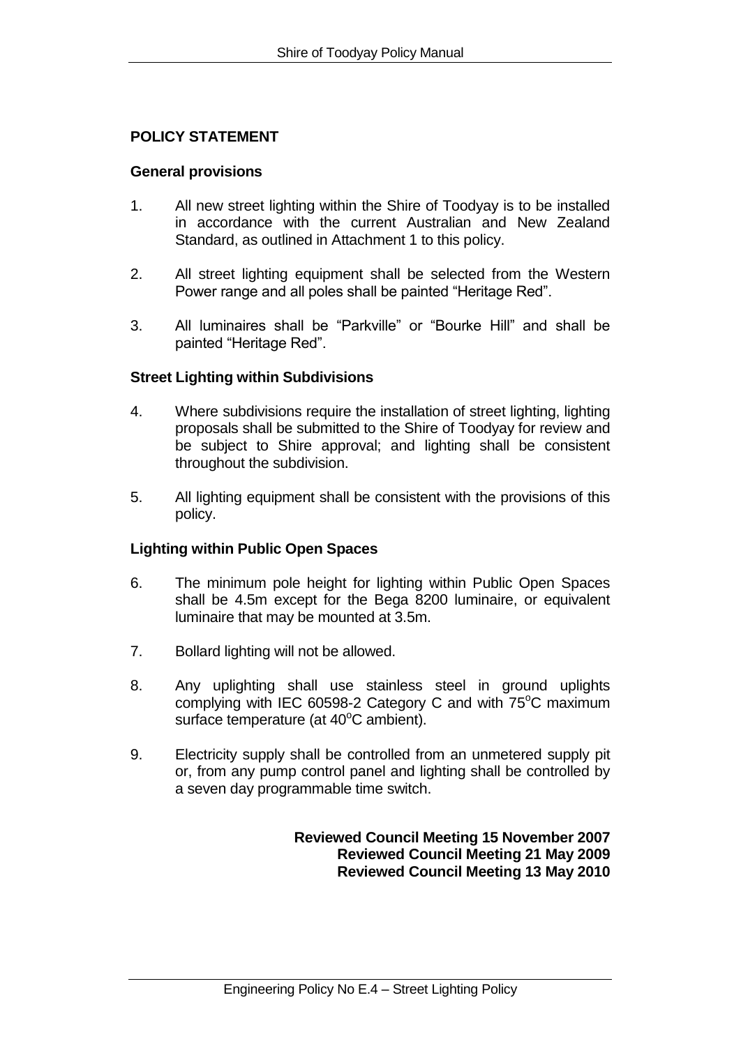## POLICY STATEMENT

### General provisions

1. All new street lighting within the Shire of Toodyay is to be installed in accordance with the current Australian and New Zealand Standard, as outlined in Attachment 1 to this policy.

2. All street lighting equipment shall be selected from the Western Power range and all poles shall be painted "Heritage Red".

3. All luminaires shall be "Parkville" or "Bourke Hill" and shall be painted "Heritage Red".

### Street Lighting within Subdivisions

4. Where subdivisions require the installation of street lighting, lighting proposals shall be submitted to the Shire of Toodyay for review and be subject to Shire approval; and lighting shall be consistent throughout the subdivision.

5. All lighting equipment shall be consistent with the provisions of this policy.

### Lighting within Public Open Spaces

6. The minimum pole height for lighting within Public Open Spaces shall be 4.5m except for the Bega 8200 luminaire, or equivalent luminaire that may be mounted at 3.5m.

7. Bollard lighting will not be allowed.

8. Any uplighting shall use stainless steel in ground uplights complying with IEC 60598-2 Category C and with 75°C maximum surface temperature (at 40°C ambient).

9. Electricity supply shall be controlled from an unmetered supply pit or, from any pump control panel and lighting shall be controlled by a seven day programmable time switch.

**Reviewed Council Meeting 15 November 2007**
**Reviewed Council Meeting 21 May 2009**
**Reviewed Council Meeting 13 May 2010**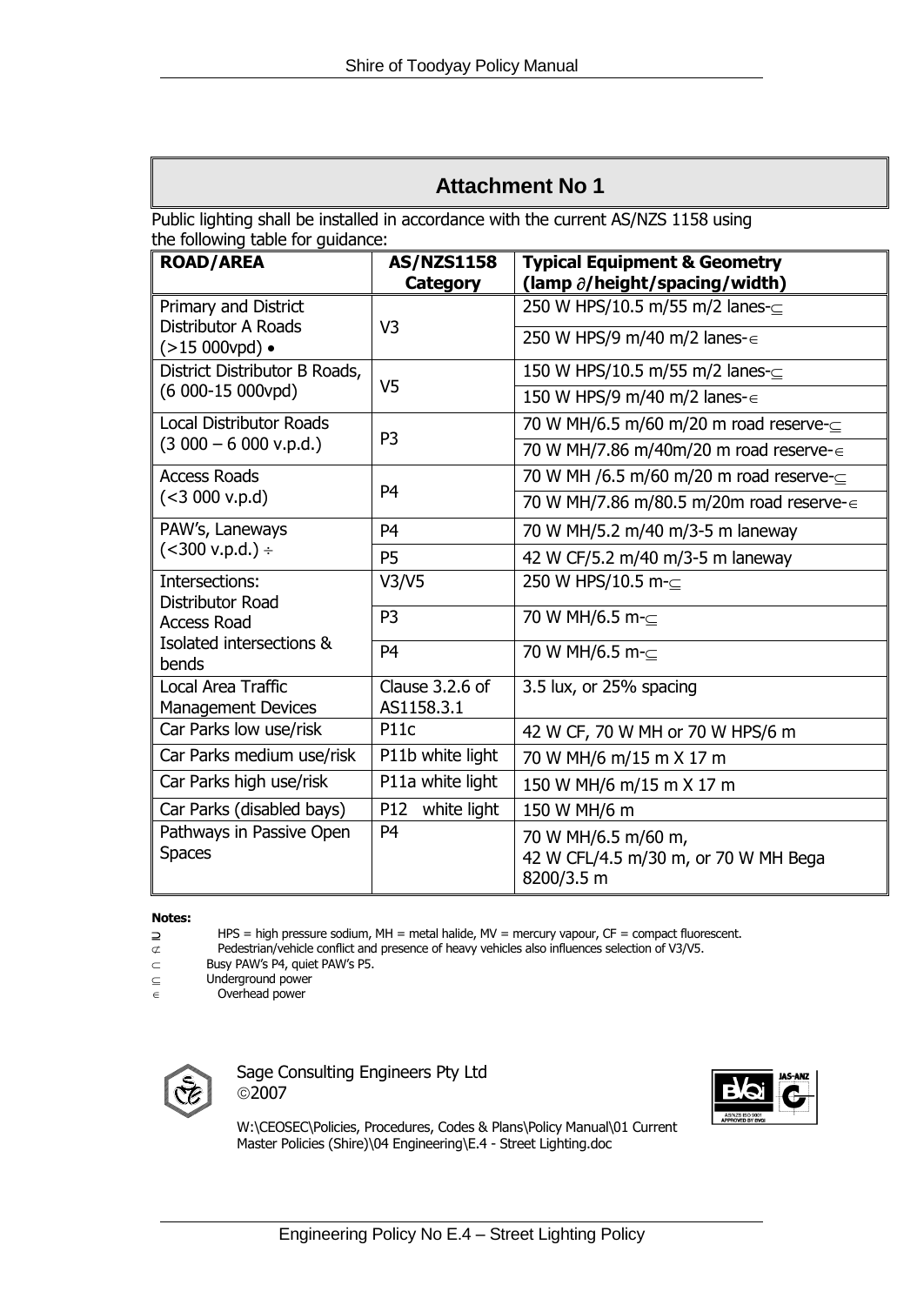# Attachment No 1

Public lighting shall be installed in accordance with the current AS/NZS 1158 using the following table for guidance:

| ROAD/AREA | AS/NZS1158 Category | Typical Equipment & Geometry (lamp ∂/height/spacing/width) |
|---|---|---|
| Primary and District Distributor A Roads (>15 000vpd) • | V3 | 250 W HPS/10.5 m/55 m/2 lanes-⊆ |
| | | 250 W HPS/9 m/40 m/2 lanes-∈ |
| District Distributor B Roads, (6 000-15 000vpd) | V5 | 150 W HPS/10.5 m/55 m/2 lanes-⊆ |
| | | 150 W HPS/9 m/40 m/2 lanes-∈ |
| Local Distributor Roads (3 000 – 6 000 v.p.d.) | P3 | 70 W MH/6.5 m/60 m/20 m road reserve-⊆ |
| | | 70 W MH/7.86 m/40m/20 m road reserve-∈ |
| Access Roads (<3 000 v.p.d) | P4 | 70 W MH /6.5 m/60 m/20 m road reserve-⊆ |
| | | 70 W MH/7.86 m/80.5 m/20m road reserve-∈ |
| PAW's, Laneways (<300 v.p.d.) ÷ | P4 | 70 W MH/5.2 m/40 m/3-5 m laneway |
| | P5 | 42 W CF/5.2 m/40 m/3-5 m laneway |
| Intersections: Distributor Road | V3/V5 | 250 W HPS/10.5 m-⊆ |
| Access Road | P3 | 70 W MH/6.5 m-⊆ |
| Isolated intersections & bends | P4 | 70 W MH/6.5 m-⊆ |
| Local Area Traffic Management Devices | Clause 3.2.6 of AS1158.3.1 | 3.5 lux, or 25% spacing |
| Car Parks low use/risk | P11c | 42 W CF, 70 W MH or 70 W HPS/6 m |
| Car Parks medium use/risk | P11b white light | 70 W MH/6 m/15 m X 17 m |
| Car Parks high use/risk | P11a white light | 150 W MH/6 m/15 m X 17 m |
| Car Parks (disabled bays) | P12 white light | 150 W MH/6 m |
| Pathways in Passive Open Spaces | P4 | 70 W MH/6.5 m/60 m, 42 W CFL/4.5 m/30 m, or 70 W MH Bega 8200/3.5 m |

**Notes:**

⊇ HPS = high pressure sodium, MH = metal halide, MV = mercury vapour, CF = compact fluorescent.
⊄ Pedestrian/vehicle conflict and presence of heavy vehicles also influences selection of V3/V5.
⊂ Busy PAW's P4, quiet PAW's P5.
⊆ Underground power
∈ Overhead power

Sage Consulting Engineers Pty Ltd
©2007

W:\CEOSEC\Policies, Procedures, Codes & Plans\Policy Manual\01 Current Master Policies (Shire)\04 Engineering\E.4 - Street Lighting.doc